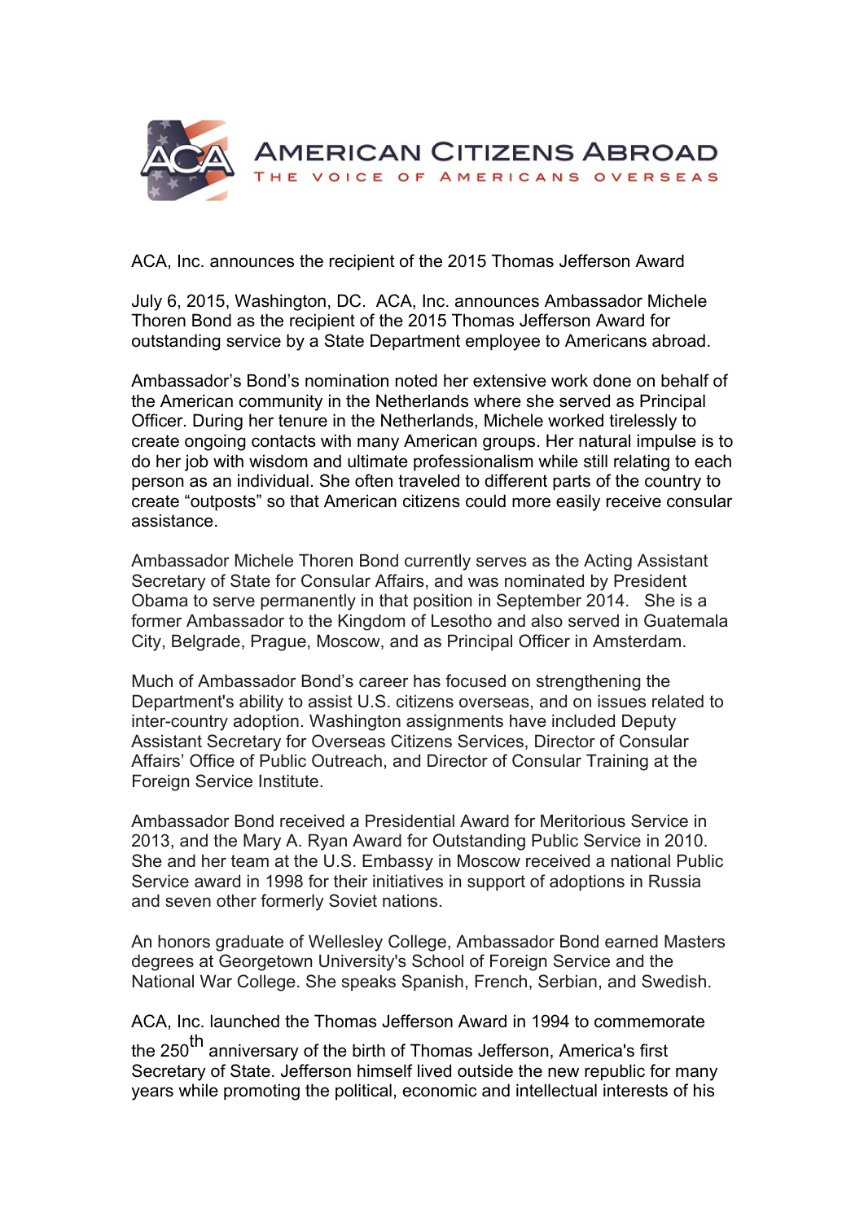# AMERICAN CITIZENS ABROAD

THE VOICE OF AMERICANS OVERSEAS

ACA, Inc. announces the recipient of the 2015 Thomas Jefferson Award

July 6, 2015, Washington, DC. ACA, Inc. announces Ambassador Michele Thoren Bond as the recipient of the 2015 Thomas Jefferson Award for outstanding service by a State Department employee to Americans abroad.

Ambassador's Bond's nomination noted her extensive work done on behalf of the American community in the Netherlands where she served as Principal Officer. During her tenure in the Netherlands, Michele worked tirelessly to create ongoing contacts with many American groups. Her natural impulse is to do her job with wisdom and ultimate professionalism while still relating to each person as an individual. She often traveled to different parts of the country to create "outposts" so that American citizens could more easily receive consular assistance.

Ambassador Michele Thoren Bond currently serves as the Acting Assistant Secretary of State for Consular Affairs, and was nominated by President Obama to serve permanently in that position in September 2014. She is a former Ambassador to the Kingdom of Lesotho and also served in Guatemala City, Belgrade, Prague, Moscow, and as Principal Officer in Amsterdam.

Much of Ambassador Bond's career has focused on strengthening the Department's ability to assist U.S. citizens overseas, and on issues related to inter-country adoption. Washington assignments have included Deputy Assistant Secretary for Overseas Citizens Services, Director of Consular Affairs' Office of Public Outreach, and Director of Consular Training at the Foreign Service Institute.

Ambassador Bond received a Presidential Award for Meritorious Service in 2013, and the Mary A. Ryan Award for Outstanding Public Service in 2010. She and her team at the U.S. Embassy in Moscow received a national Public Service award in 1998 for their initiatives in support of adoptions in Russia and seven other formerly Soviet nations.

An honors graduate of Wellesley College, Ambassador Bond earned Masters degrees at Georgetown University's School of Foreign Service and the National War College. She speaks Spanish, French, Serbian, and Swedish.

ACA, Inc. launched the Thomas Jefferson Award in 1994 to commemorate the 250th anniversary of the birth of Thomas Jefferson, America's first Secretary of State. Jefferson himself lived outside the new republic for many years while promoting the political, economic and intellectual interests of his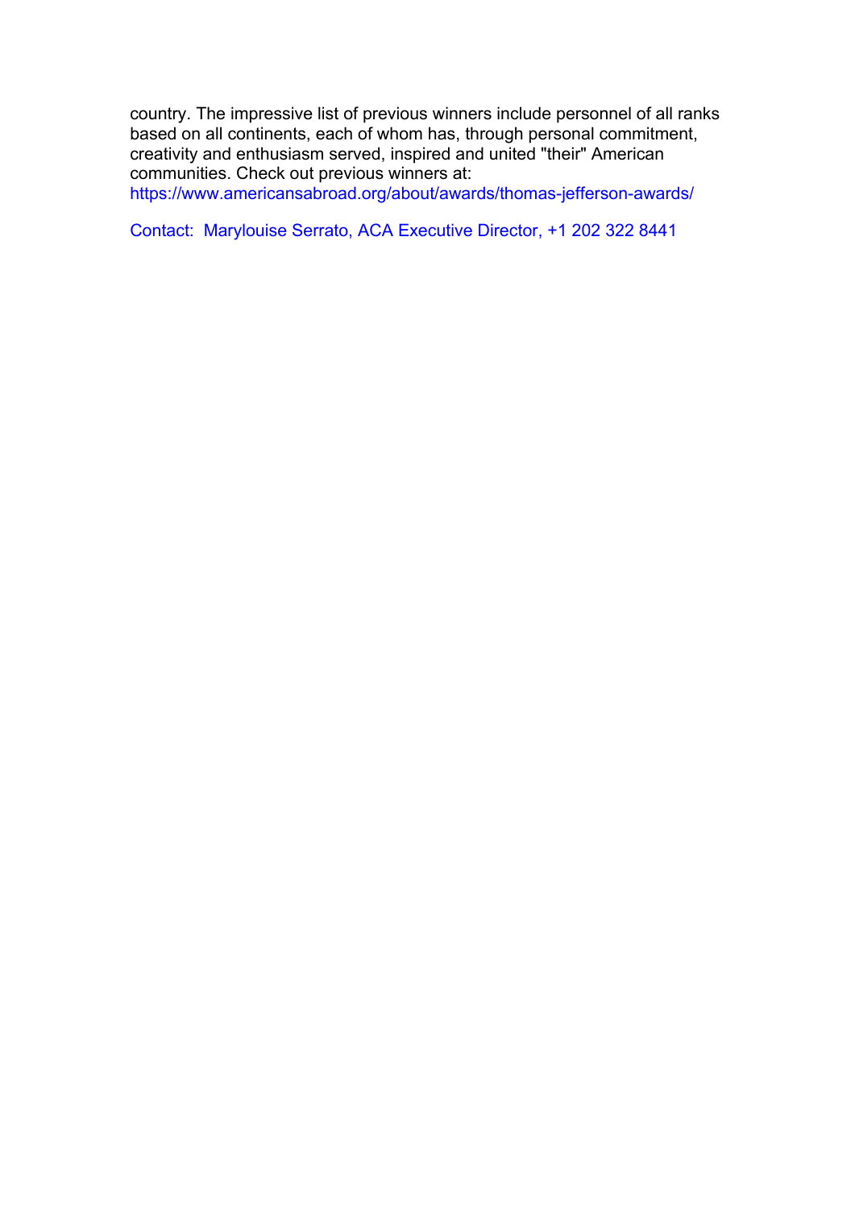country. The impressive list of previous winners include personnel of all ranks based on all continents, each of whom has, through personal commitment, creativity and enthusiasm served, inspired and united "their" American communities. Check out previous winners at: https://www.americansabroad.org/about/awards/thomas-jefferson-awards/

Contact: Marylouise Serrato, ACA Executive Director, +1 202 322 8441